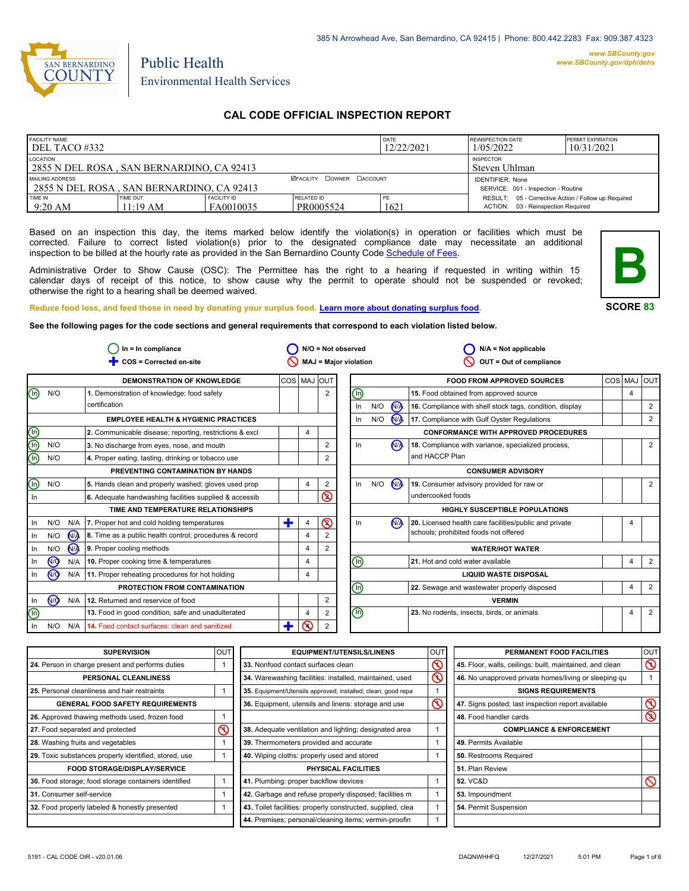385 N Arrowhead Ave, San Bernardino, CA 92415 | Phone: 800.442.2283 Fax: 909.387.4323

www.SBCounty.gov
www.SBCounty.gov/dph/dehs

SAN BERNARDINO COUNTY

Public Health
Environmental Health Services

# CAL CODE OFFICIAL INSPECTION REPORT

| FACILITY NAME | | | | DATE | REINSPECTION DATE | PERMIT EXPIRATION |
|---|---|---|---|---|---|---|
| DEL TACO #332 | | | | 12/22/2021 | 1/05/2022 | 10/31/2021 |
| LOCATION | | | | | INSPECTOR | |
| 2855 N DEL ROSA , SAN BERNARDINO, CA 92413 | | | | | Steven Uhlman | |
| MAILING ADDRESS | | ☑FACILITY ☐OWNER ☐ACCOUNT | | | IDENTIFIER: None | |
| 2855 N DEL ROSA , SAN BERNARDINO, CA 92413 | | | | | SERVICE: 001 - Inspection - Routine | |
| TIME IN | TIME OUT | FACILITY ID | RELATED ID | PE | RESULT: 05 - Corrective Action / Follow up Required | |
| 9:20 AM | 11:19 AM | FA0010035 | PR0005524 | 1621 | ACTION: 03 - Reinspection Required | |

Based on an inspection this day, the items marked below identify the violation(s) in operation or facilities which must be corrected. Failure to correct listed violation(s) prior to the designated compliance date may necessitate an additional inspection to be billed at the hourly rate as provided in the San Bernardino County Code Schedule of Fees.

Administrative Order to Show Cause (OSC): The Permittee has the right to a hearing if requested in writing within 15 calendar days of receipt of this notice, to show cause why the permit to operate should not be suspended or revoked; otherwise the right to a hearing shall be deemed waived.

**B**

**SCORE 83**

Reduce food loss, and feed those in need by donating your surplus food. Learn more about donating surplus food.

**See the following pages for the code sections and general requirements that correspond to each violation listed below.**

In = In compliance | N/O = Not observed | N/A = Not applicable
COS = Corrected on-site | MAJ = Major violation | OUT = Out of compliance

| Status | | | DEMONSTRATION OF KNOWLEDGE | COS | MAJ | OUT |
|---|---|---|---|---|---|---|
| **In** | N/O | | 1. Demonstration of knowledge; food safety certification | | | 2 |
| | | | **EMPLOYEE HEALTH & HYGIENIC PRACTICES** | | | |
| **In** | | | 2. Communicable disease; reporting, restrictions & excl | | 4 | |
| **In** | N/O | | 3. No discharge from eyes, nose, and mouth | | | 2 |
| **In** | N/O | | 4. Proper eating, tasting, drinking or tobacco use | | | 2 |
| | | | **PREVENTING CONTAMINATION BY HANDS** | | | |
| **In** | N/O | | 5. Hands clean and properly washed; gloves used prop | | 4 | 2 |
| In | | | 6. Adequate handwashing facilities supplied & accessib | | | **2 (OUT)** |
| | | | **TIME AND TEMPERATURE RELATIONSHIPS** | | | |
| In | N/O | N/A | 7. Proper hot and cold holding temperatures | **COS** | 4 | **2 (OUT)** |
| In | N/O | **N/A** | 8. Time as a public health control; procedures & record | | 4 | 2 |
| In | N/O | **N/A** | 9. Proper cooling methods | | 4 | 2 |
| In | **N/O** | N/A | 10. Proper cooking time & temperatures | | 4 | |
| In | **N/O** | N/A | 11. Proper reheating procedures for hot holding | | 4 | |
| | | | **PROTECTION FROM CONTAMINATION** | | | |
| In | **N/O** | N/A | 12. Returned and reservice of food | | | 2 |
| **In** | | | 13. Food in good condition, safe and unadulterated | | 4 | 2 |
| In | N/O | N/A | 14. Food contact surfaces: clean and sanitized | **COS** | **4 (MAJ)** | 2 |

| Status | | | FOOD FROM APPROVED SOURCES | COS | MAJ | OUT |
|---|---|---|---|---|---|---|
| **In** | | | 15. Food obtained from approved source | | 4 | |
| In | N/O | **N/A** | 16. Compliance with shell stock tags, condition, display | | | 2 |
| In | N/O | **N/A** | 17. Compliance with Gulf Oyster Regulations | | | 2 |
| | | | **CONFORMANCE WITH APPROVED PROCEDURES** | | | |
| In | | **N/A** | 18. Compliance with variance, specialized process, and HACCP Plan | | | 2 |
| | | | **CONSUMER ADVISORY** | | | |
| In | N/O | **N/A** | 19. Consumer advisory provided for raw or undercooked foods | | | 2 |
| | | | **HIGHLY SUSCEPTIBLE POPULATIONS** | | | |
| In | | **N/A** | 20. Licensed health care facilities/public and private schools; prohibited foods not offered | | 4 | |
| | | | **WATER/HOT WATER** | | | |
| **In** | | | 21. Hot and cold water available | | 4 | 2 |
| | | | **LIQUID WASTE DISPOSAL** | | | |
| **In** | | | 22. Sewage and wastewater properly disposed | | 4 | 2 |
| | | | **VERMIN** | | | |
| **In** | | | 23. No rodents, insects, birds, or animals | | 4 | 2 |

| SUPERVISION | OUT |
|---|---|
| 24. Person in charge present and performs duties | 1 |
| **PERSONAL CLEANLINESS** | |
| 25. Personal cleanliness and hair restraints | 1 |
| **GENERAL FOOD SAFETY REQUIREMENTS** | |
| 26. Approved thawing methods used, frozen food | 1 |
| 27. Food separated and protected | **OUT** |
| 28. Washing fruits and vegetables | 1 |
| 29. Toxic substances properly identified, stored, use | 1 |
| **FOOD STORAGE/DISPLAY/SERVICE** | |
| 30. Food storage; food storage containers identified | 1 |
| 31. Consumer self-service | 1 |
| 32. Food properly labeled & honestly presented | 1 |

| EQUIPMENT/UTENSILS/LINENS | OUT |
|---|---|
| 33. Nonfood contact surfaces clean | **OUT** |
| 34. Warewashing facilities: installed, maintained, used | **OUT** |
| 35. Equipment/Utensils approved; installed; clean; good repa | 1 |
| 36. Equipment, utensils and linens: storage and use | **OUT** |
| 38. Adequate ventilation and lighting; designated area | 1 |
| 39. Thermometers provided and accurate | 1 |
| 40. Wiping cloths: properly used and stored | 1 |
| **PHYSICAL FACILITIES** | |
| 41. Plumbing: proper backflow devices | 1 |
| 42. Garbage and refuse properly disposed; facilities m | 1 |
| 43. Toilet facilities: properly constructed, supplied, clea | 1 |
| 44. Premises; personal/cleaning items; vermin-proofin | 1 |

| PERMANENT FOOD FACILITIES | OUT |
|---|---|
| 45. Floor, walls, ceilings: built, maintained, and clean | **OUT** |
| 46. No unapproved private homes/living or sleeping qu | 1 |
| **SIGNS REQUIREMENTS** | |
| 47. Signs posted; last inspection report available | **OUT** |
| 48. Food handler cards | **OUT** |
| **COMPLIANCE & ENFORCEMENT** | |
| 49. Permits Available | |
| 50. Restrooms Required | |
| 51. Plan Review | |
| 52. VC&D | **OUT** |
| 53. Impoundment | |
| 54. Permit Suspension | |

5191 - CAL CODE OIR - v20.01.06 DAQNWHHFQ 12/27/2021 5:01 PM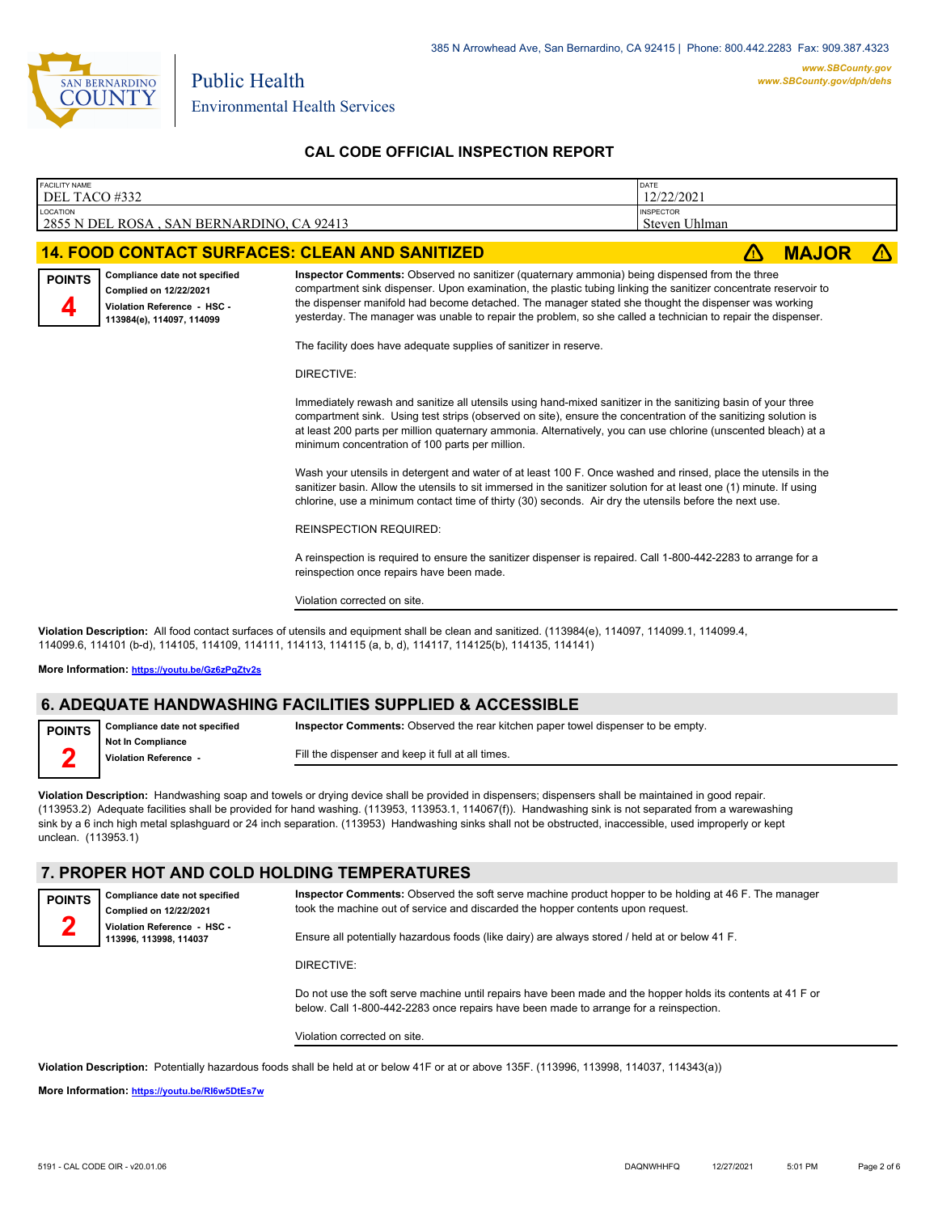385 N Arrowhead Ave, San Bernardino, CA 92415 | Phone: 800.442.2283 Fax: 909.387.4323

Public Health
Environmental Health Services

www.SBCounty.gov
www.SBCounty.gov/dph/dehs

## CAL CODE OFFICIAL INSPECTION REPORT

| FACILITY NAME | DATE |
|---|---|
| DEL TACO #332 | 12/22/2021 |
| **LOCATION** | **INSPECTOR** |
| 2855 N DEL ROSA , SAN BERNARDINO, CA 92413 | Steven Uhlman |

## 14. FOOD CONTACT SURFACES: CLEAN AND SANITIZED — MAJOR

**POINTS** 4

**Compliance date not specified**
**Complied on 12/22/2021**
**Violation Reference - HSC - 113984(e), 114097, 114099**

**Inspector Comments:** Observed no sanitizer (quaternary ammonia) being dispensed from the three compartment sink dispenser. Upon examination, the plastic tubing linking the sanitizer concentrate reservoir to the dispenser manifold had become detached. The manager stated she thought the dispenser was working yesterday. The manager was unable to repair the problem, so she called a technician to repair the dispenser.

The facility does have adequate supplies of sanitizer in reserve.

DIRECTIVE:

Immediately rewash and sanitize all utensils using hand-mixed sanitizer in the sanitizing basin of your three compartment sink. Using test strips (observed on site), ensure the concentration of the sanitizing solution is at least 200 parts per million quaternary ammonia. Alternatively, you can use chlorine (unscented bleach) at a minimum concentration of 100 parts per million.

Wash your utensils in detergent and water of at least 100 F. Once washed and rinsed, place the utensils in the sanitizer basin. Allow the utensils to sit immersed in the sanitizer solution for at least one (1) minute. If using chlorine, use a minimum contact time of thirty (30) seconds. Air dry the utensils before the next use.

REINSPECTION REQUIRED:

A reinspection is required to ensure the sanitizer dispenser is repaired. Call 1-800-442-2283 to arrange for a reinspection once repairs have been made.

Violation corrected on site.

**Violation Description:** All food contact surfaces of utensils and equipment shall be clean and sanitized. (113984(e), 114097, 114099.1, 114099.4, 114099.6, 114101 (b-d), 114105, 114109, 114111, 114113, 114115 (a, b, d), 114117, 114125(b), 114135, 114141)

**More Information:** https://youtu.be/Gz6zPqZtv2s

## 6. ADEQUATE HANDWASHING FACILITIES SUPPLIED & ACCESSIBLE

**POINTS** 2

**Compliance date not specified**
**Not In Compliance**
**Violation Reference -**

**Inspector Comments:** Observed the rear kitchen paper towel dispenser to be empty.

Fill the dispenser and keep it full at all times.

**Violation Description:** Handwashing soap and towels or drying device shall be provided in dispensers; dispensers shall be maintained in good repair. (113953.2) Adequate facilities shall be provided for hand washing. (113953, 113953.1, 114067(f)). Handwashing sink is not separated from a warewashing sink by a 6 inch high metal splashguard or 24 inch separation. (113953) Handwashing sinks shall not be obstructed, inaccessible, used improperly or kept unclean. (113953.1)

## 7. PROPER HOT AND COLD HOLDING TEMPERATURES

**POINTS** 2

**Compliance date not specified**
**Complied on 12/22/2021**
**Violation Reference - HSC - 113996, 113998, 114037**

**Inspector Comments:** Observed the soft serve machine product hopper to be holding at 46 F. The manager took the machine out of service and discarded the hopper contents upon request.

Ensure all potentially hazardous foods (like dairy) are always stored / held at or below 41 F.

DIRECTIVE:

Do not use the soft serve machine until repairs have been made and the hopper holds its contents at 41 F or below. Call 1-800-442-2283 once repairs have been made to arrange for a reinspection.

Violation corrected on site.

**Violation Description:** Potentially hazardous foods shall be held at or below 41F or at or above 135F. (113996, 113998, 114037, 114343(a))

**More Information:** https://youtu.be/RI6w5DtEs7w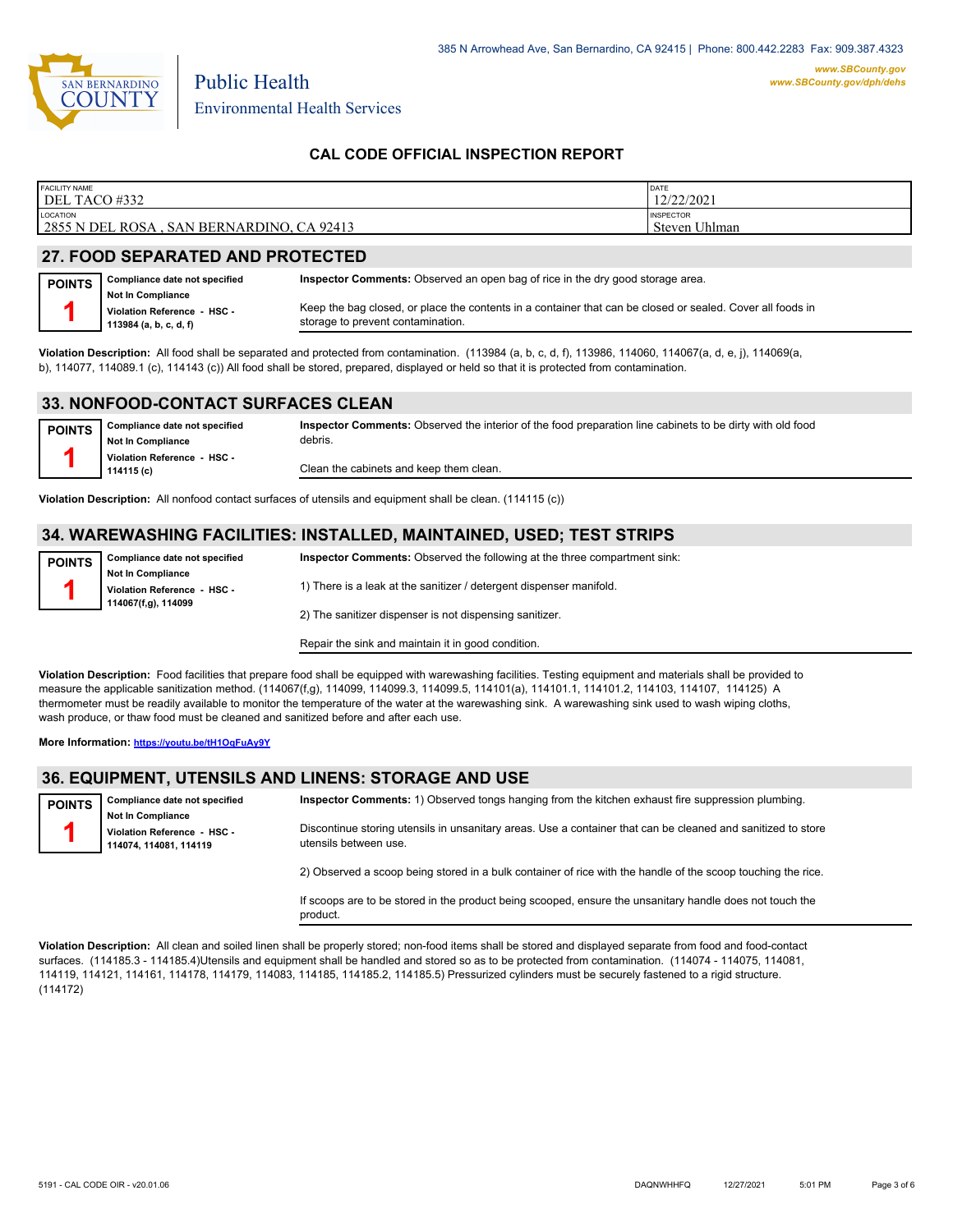385 N Arrowhead Ave, San Bernardino, CA 92415 | Phone: 800.442.2283 Fax: 909.387.4323

www.SBCounty.gov
www.SBCounty.gov/dph/dehs

SAN BERNARDINO COUNTY

Public Health
Environmental Health Services

## CAL CODE OFFICIAL INSPECTION REPORT

| FACILITY NAME | DATE |
|---|---|
| DEL TACO #332 | 12/22/2021 |
| LOCATION | INSPECTOR |
| 2855 N DEL ROSA , SAN BERNARDINO, CA 92413 | Steven Uhlman |

## 27. FOOD SEPARATED AND PROTECTED

**POINTS**
**1**

**Compliance date not specified**
**Not In Compliance**
**Violation Reference - HSC - 113984 (a, b, c, d, f)**

**Inspector Comments:** Observed an open bag of rice in the dry good storage area.

Keep the bag closed, or place the contents in a container that can be closed or sealed. Cover all foods in storage to prevent contamination.

**Violation Description:** All food shall be separated and protected from contamination. (113984 (a, b, c, d, f), 113986, 114060, 114067(a, d, e, j), 114069(a, b), 114077, 114089.1 (c), 114143 (c)) All food shall be stored, prepared, displayed or held so that it is protected from contamination.

## 33. NONFOOD-CONTACT SURFACES CLEAN

**POINTS**
**1**

**Compliance date not specified**
**Not In Compliance**
**Violation Reference - HSC - 114115 (c)**

**Inspector Comments:** Observed the interior of the food preparation line cabinets to be dirty with old food debris.

Clean the cabinets and keep them clean.

**Violation Description:** All nonfood contact surfaces of utensils and equipment shall be clean. (114115 (c))

## 34. WAREWASHING FACILITIES: INSTALLED, MAINTAINED, USED; TEST STRIPS

**POINTS**
**1**

**Compliance date not specified**
**Not In Compliance**
**Violation Reference - HSC - 114067(f,g), 114099**

**Inspector Comments:** Observed the following at the three compartment sink:

1) There is a leak at the sanitizer / detergent dispenser manifold.

2) The sanitizer dispenser is not dispensing sanitizer.

Repair the sink and maintain it in good condition.

**Violation Description:** Food facilities that prepare food shall be equipped with warewashing facilities. Testing equipment and materials shall be provided to measure the applicable sanitization method. (114067(f,g), 114099, 114099.3, 114099.5, 114101(a), 114101.1, 114101.2, 114103, 114107, 114125) A thermometer must be readily available to monitor the temperature of the water at the warewashing sink. A warewashing sink used to wash wiping cloths, wash produce, or thaw food must be cleaned and sanitized before and after each use.

**More Information:** https://youtu.be/tH1OqFuAy9Y

## 36. EQUIPMENT, UTENSILS AND LINENS: STORAGE AND USE

**POINTS**
**1**

**Compliance date not specified**
**Not In Compliance**
**Violation Reference - HSC - 114074, 114081, 114119**

**Inspector Comments:** 1) Observed tongs hanging from the kitchen exhaust fire suppression plumbing.

Discontinue storing utensils in unsanitary areas. Use a container that can be cleaned and sanitized to store utensils between use.

2) Observed a scoop being stored in a bulk container of rice with the handle of the scoop touching the rice.

If scoops are to be stored in the product being scooped, ensure the unsanitary handle does not touch the product.

**Violation Description:** All clean and soiled linen shall be properly stored; non-food items shall be stored and displayed separate from food and food-contact surfaces. (114185.3 - 114185.4)Utensils and equipment shall be handled and stored so as to be protected from contamination. (114074 - 114075, 114081, 114119, 114121, 114161, 114178, 114179, 114083, 114185, 114185.2, 114185.5) Pressurized cylinders must be securely fastened to a rigid structure. (114172)

5191 - CAL CODE OIR - v20.01.06    DAQNWHHFQ    12/27/2021    5:01 PM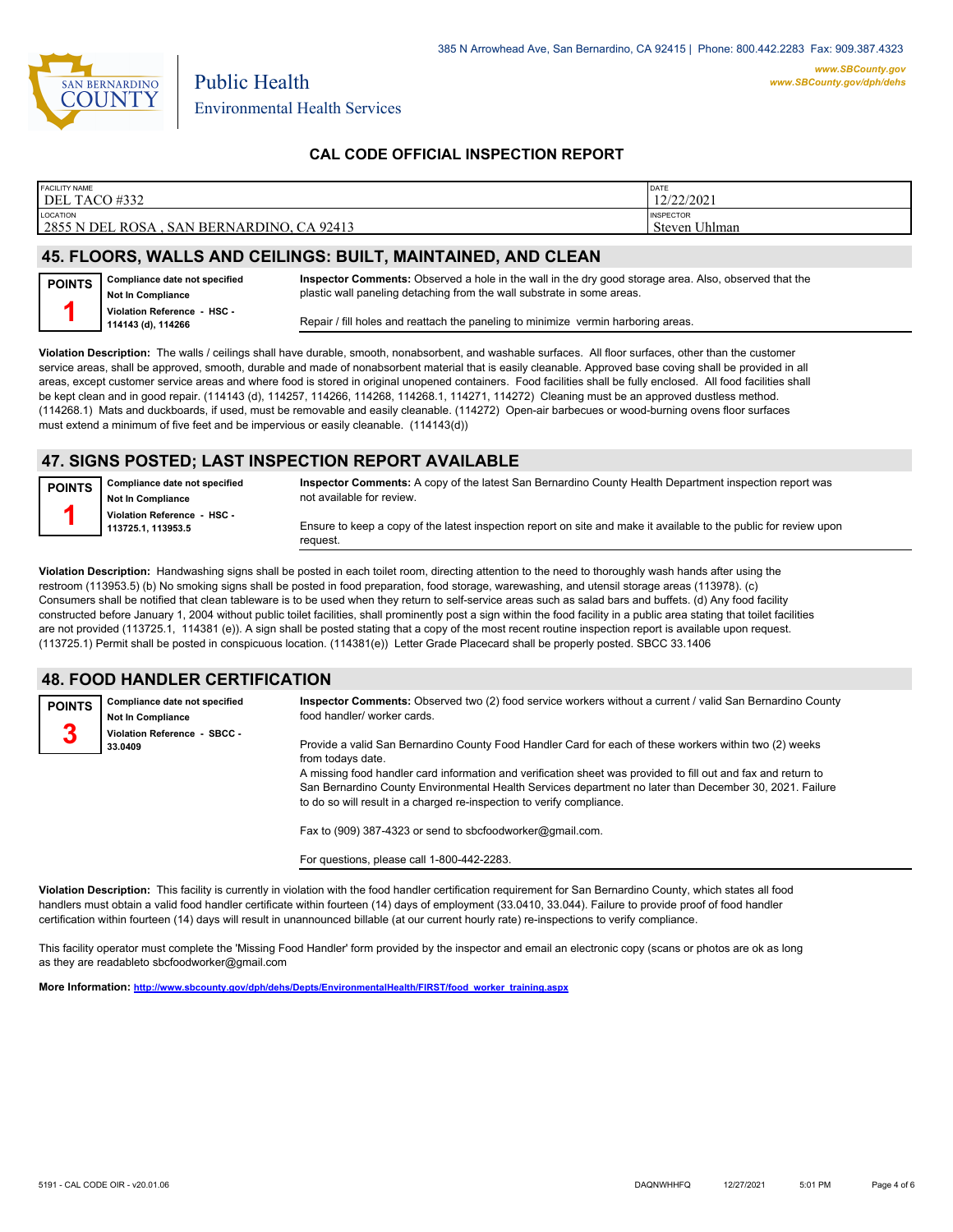385 N Arrowhead Ave, San Bernardino, CA 92415 | Phone: 800.442.2283 Fax: 909.387.4323

www.SBCounty.gov
www.SBCounty.gov/dph/dehs

Public Health
Environmental Health Services

## CAL CODE OFFICIAL INSPECTION REPORT

| FACILITY NAME | DATE |
| --- | --- |
| DEL TACO #332 | 12/22/2021 |
| LOCATION | INSPECTOR |
| 2855 N DEL ROSA , SAN BERNARDINO, CA 92413 | Steven Uhlman |

## 45. FLOORS, WALLS AND CEILINGS: BUILT, MAINTAINED, AND CLEAN

**POINTS 1**

**Compliance date not specified**
**Not In Compliance**
**Violation Reference - HSC - 114143 (d), 114266**

**Inspector Comments:** Observed a hole in the wall in the dry good storage area. Also, observed that the plastic wall paneling detaching from the wall substrate in some areas.

Repair / fill holes and reattach the paneling to minimize vermin harboring areas.

**Violation Description:** The walls / ceilings shall have durable, smooth, nonabsorbent, and washable surfaces. All floor surfaces, other than the customer service areas, shall be approved, smooth, durable and made of nonabsorbent material that is easily cleanable. Approved base coving shall be provided in all areas, except customer service areas and where food is stored in original unopened containers. Food facilities shall be fully enclosed. All food facilities shall be kept clean and in good repair. (114143 (d), 114257, 114266, 114268, 114268.1, 114271, 114272) Cleaning must be an approved dustless method. (114268.1) Mats and duckboards, if used, must be removable and easily cleanable. (114272) Open-air barbecues or wood-burning ovens floor surfaces must extend a minimum of five feet and be impervious or easily cleanable. (114143(d))

## 47. SIGNS POSTED; LAST INSPECTION REPORT AVAILABLE

**POINTS 1**

**Compliance date not specified**
**Not In Compliance**
**Violation Reference - HSC - 113725.1, 113953.5**

**Inspector Comments:** A copy of the latest San Bernardino County Health Department inspection report was not available for review.

Ensure to keep a copy of the latest inspection report on site and make it available to the public for review upon request.

**Violation Description:** Handwashing signs shall be posted in each toilet room, directing attention to the need to thoroughly wash hands after using the restroom (113953.5) (b) No smoking signs shall be posted in food preparation, food storage, warewashing, and utensil storage areas (113978). (c) Consumers shall be notified that clean tableware is to be used when they return to self-service areas such as salad bars and buffets. (d) Any food facility constructed before January 1, 2004 without public toilet facilities, shall prominently post a sign within the food facility in a public area stating that toilet facilities are not provided (113725.1, 114381 (e)). A sign shall be posted stating that a copy of the most recent routine inspection report is available upon request. (113725.1) Permit shall be posted in conspicuous location. (114381(e)) Letter Grade Placecard shall be properly posted. SBCC 33.1406

## 48. FOOD HANDLER CERTIFICATION

**POINTS 3**

**Compliance date not specified**
**Not In Compliance**
**Violation Reference - SBCC - 33.0409**

**Inspector Comments:** Observed two (2) food service workers without a current / valid San Bernardino County food handler/ worker cards.

Provide a valid San Bernardino County Food Handler Card for each of these workers within two (2) weeks from todays date.
A missing food handler card information and verification sheet was provided to fill out and fax and return to San Bernardino County Environmental Health Services department no later than December 30, 2021. Failure to do so will result in a charged re-inspection to verify compliance.

Fax to (909) 387-4323 or send to sbcfoodworker@gmail.com.

For questions, please call 1-800-442-2283.

**Violation Description:** This facility is currently in violation with the food handler certification requirement for San Bernardino County, which states all food handlers must obtain a valid food handler certificate within fourteen (14) days of employment (33.0410, 33.044). Failure to provide proof of food handler certification within fourteen (14) days will result in unannounced billable (at our current hourly rate) re-inspections to verify compliance.

This facility operator must complete the 'Missing Food Handler' form provided by the inspector and email an electronic copy (scans or photos are ok as long as they are readableto sbcfoodworker@gmail.com

**More Information:** http://www.sbcounty.gov/dph/dehs/Depts/EnvironmentalHealth/FIRST/food_worker_training.aspx

5191 - CAL CODE OIR - v20.01.06 DAQNWHHFQ 12/27/2021 5:01 PM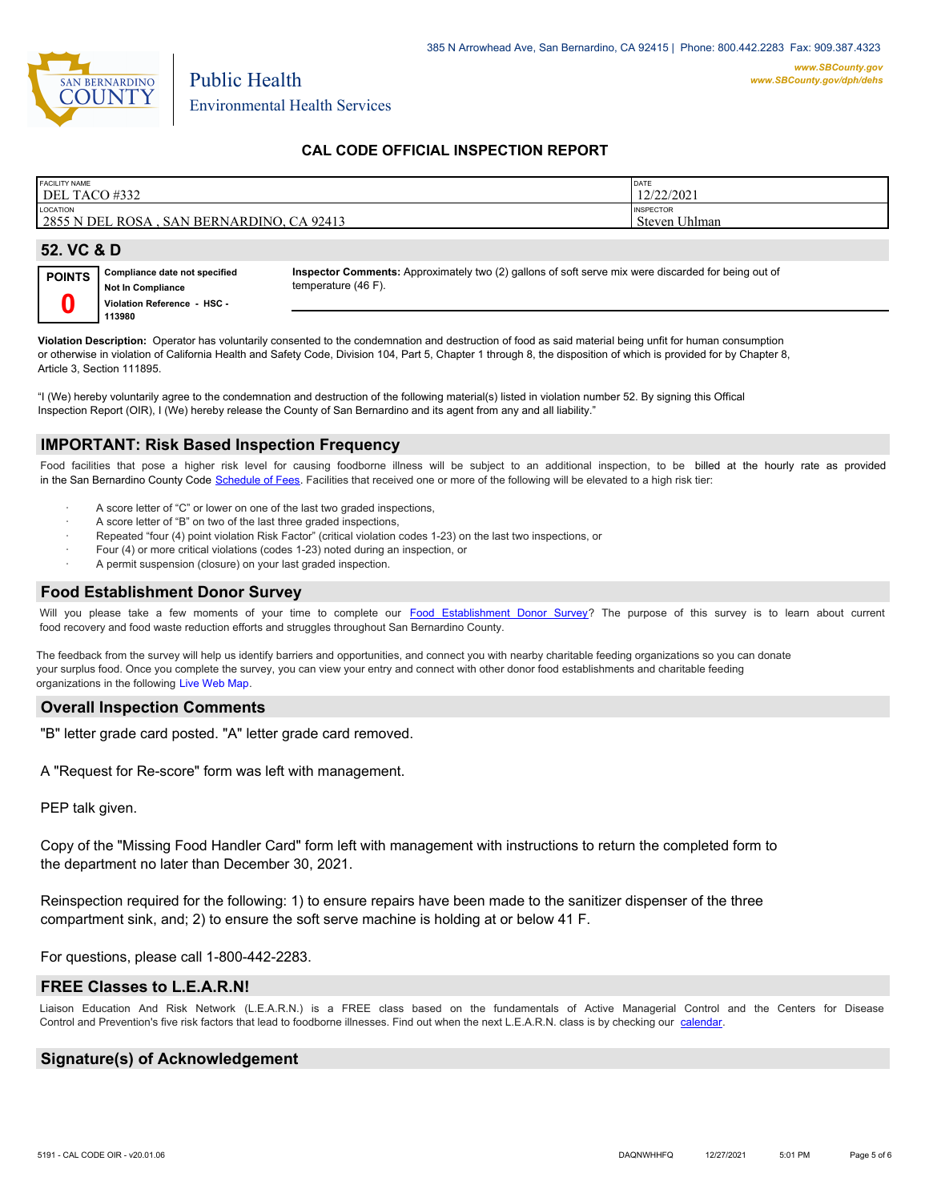**CAL CODE OFFICIAL INSPECTION REPORT**

| FACILITY NAME | DATE |
|---|---|
| DEL TACO #332 | 12/22/2021 |
| LOCATION | INSPECTOR |
| 2855 N DEL ROSA , SAN BERNARDINO, CA 92413 | Steven Uhlman |

## 52. VC & D

**POINTS** **0**

**Compliance date not specified**
**Not In Compliance**
**Violation Reference - HSC - 113980**

**Inspector Comments:** Approximately two (2) gallons of soft serve mix were discarded for being out of temperature (46 F).

**Violation Description:** Operator has voluntarily consented to the condemnation and destruction of food as said material being unfit for human consumption or otherwise in violation of California Health and Safety Code, Division 104, Part 5, Chapter 1 through 8, the disposition of which is provided for by Chapter 8, Article 3, Section 111895.

"I (We) hereby voluntarily agree to the condemnation and destruction of the following material(s) listed in violation number 52. By signing this Offical Inspection Report (OIR), I (We) hereby release the County of San Bernardino and its agent from any and all liability."

## IMPORTANT: Risk Based Inspection Frequency

Food facilities that pose a higher risk level for causing foodborne illness will be subject to an additional inspection, to be billed at the hourly rate as provided in the San Bernardino County Code Schedule of Fees. Facilities that received one or more of the following will be elevated to a high risk tier:

- A score letter of "C" or lower on one of the last two graded inspections,
- A score letter of "B" on two of the last three graded inspections,
- Repeated "four (4) point violation Risk Factor" (critical violation codes 1-23) on the last two inspections, or
- Four (4) or more critical violations (codes 1-23) noted during an inspection, or
- A permit suspension (closure) on your last graded inspection.

## Food Establishment Donor Survey

Will you please take a few moments of your time to complete our Food Establishment Donor Survey? The purpose of this survey is to learn about current food recovery and food waste reduction efforts and struggles throughout San Bernardino County.

The feedback from the survey will help us identify barriers and opportunities, and connect you with nearby charitable feeding organizations so you can donate your surplus food. Once you complete the survey, you can view your entry and connect with other donor food establishments and charitable feeding organizations in the following Live Web Map.

## Overall Inspection Comments

"B" letter grade card posted. "A" letter grade card removed.

A "Request for Re-score" form was left with management.

PEP talk given.

Copy of the "Missing Food Handler Card" form left with management with instructions to return the completed form to the department no later than December 30, 2021.

Reinspection required for the following: 1) to ensure repairs have been made to the sanitizer dispenser of the three compartment sink, and; 2) to ensure the soft serve machine is holding at or below 41 F.

For questions, please call 1-800-442-2283.

## FREE Classes to L.E.A.R.N!

Liaison Education And Risk Network (L.E.A.R.N.) is a FREE class based on the fundamentals of Active Managerial Control and the Centers for Disease Control and Prevention's five risk factors that lead to foodborne illnesses. Find out when the next L.E.A.R.N. class is by checking our calendar.

## Signature(s) of Acknowledgement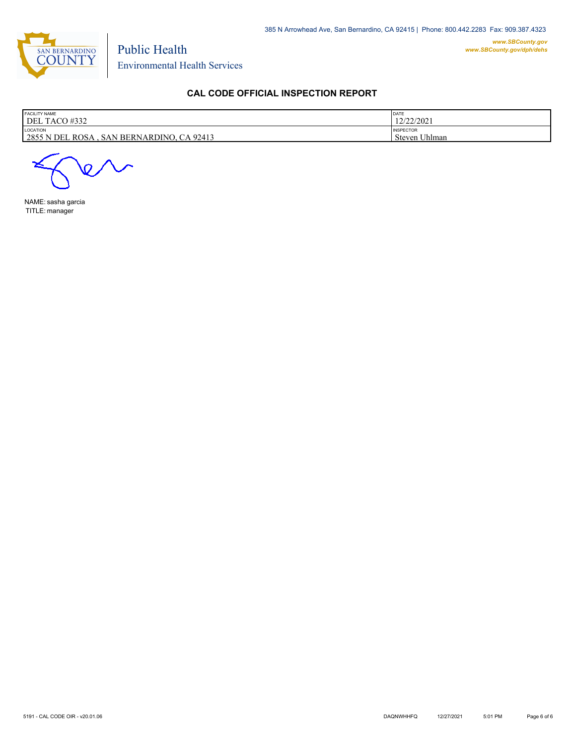385 N Arrowhead Ave, San Bernardino, CA 92415 | Phone: 800.442.2283 Fax: 909.387.4323

*www.SBCounty.gov*
*www.SBCounty.gov/dph/dehs*

Public Health
Environmental Health Services

## CAL CODE OFFICIAL INSPECTION REPORT

| FACILITY NAME | DATE |
|---|---|
| DEL TACO #332 | 12/22/2021 |
| **LOCATION** | **INSPECTOR** |
| 2855 N DEL ROSA , SAN BERNARDINO, CA 92413 | Steven Uhlman |

NAME: sasha garcia
TITLE: manager

5191 - CAL CODE OIR - v20.01.06 DAQNWHHFQ 12/27/2021 5:01 PM